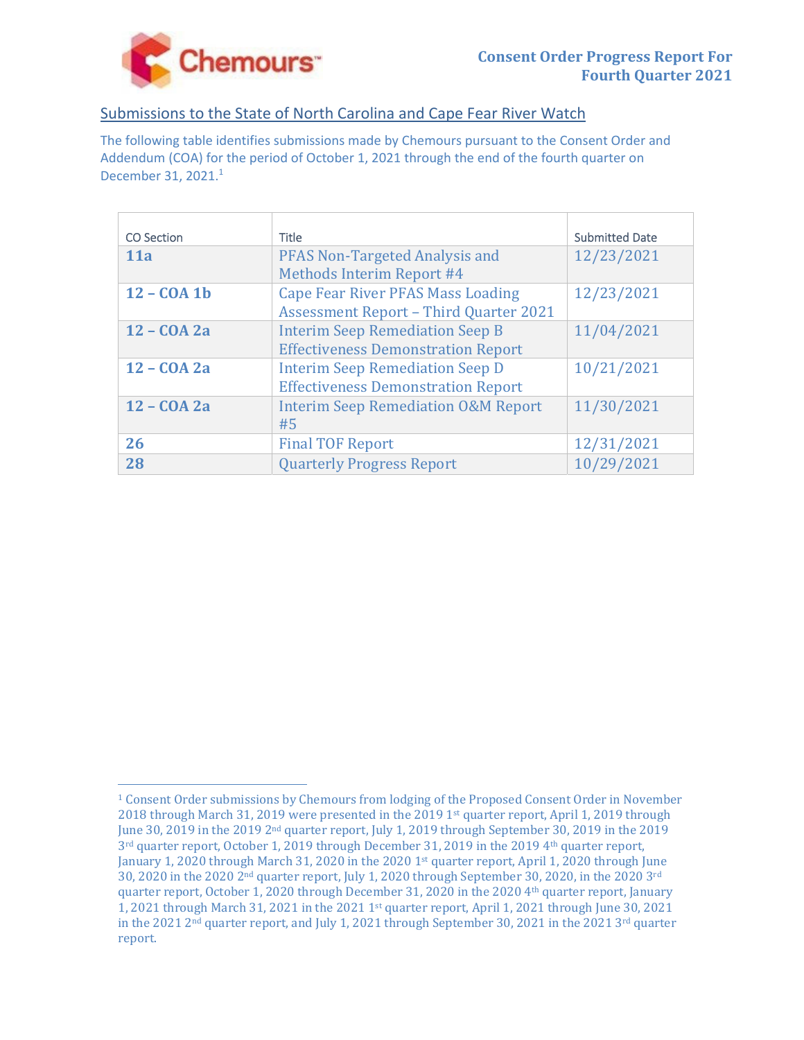# Consent Order Progress Report For Fourth Quarter 2021

## Submissions to the State of North Carolina and Cape Fear River Watch

The following table identifies submissions made by Chemours pursuant to the Consent Order and Addendum (COA) for the period of October 1, 2021 through the end of the fourth quarter on December 31, 2021.[1]

| CO Section | Title | Submitted Date |
|---|---|---|
| **11a** | PFAS Non-Targeted Analysis and Methods Interim Report #4 | 12/23/2021 |
| **12 – COA 1b** | Cape Fear River PFAS Mass Loading Assessment Report – Third Quarter 2021 | 12/23/2021 |
| **12 – COA 2a** | Interim Seep Remediation Seep B Effectiveness Demonstration Report | 11/04/2021 |
| **12 – COA 2a** | Interim Seep Remediation Seep D Effectiveness Demonstration Report | 10/21/2021 |
| **12 – COA 2a** | Interim Seep Remediation O&M Report #5 | 11/30/2021 |
| **26** | Final TOF Report | 12/31/2021 |
| **28** | Quarterly Progress Report | 10/29/2021 |

[1] Consent Order submissions by Chemours from lodging of the Proposed Consent Order in November 2018 through March 31, 2019 were presented in the 2019 1st quarter report, April 1, 2019 through June 30, 2019 in the 2019 2nd quarter report, July 1, 2019 through September 30, 2019 in the 2019 3rd quarter report, October 1, 2019 through December 31, 2019 in the 2019 4th quarter report, January 1, 2020 through March 31, 2020 in the 2020 1st quarter report, April 1, 2020 through June 30, 2020 in the 2020 2nd quarter report, July 1, 2020 through September 30, 2020, in the 2020 3rd quarter report, October 1, 2020 through December 31, 2020 in the 2020 4th quarter report, January 1, 2021 through March 31, 2021 in the 2021 1st quarter report, April 1, 2021 through June 30, 2021 in the 2021 2nd quarter report, and July 1, 2021 through September 30, 2021 in the 2021 3rd quarter report.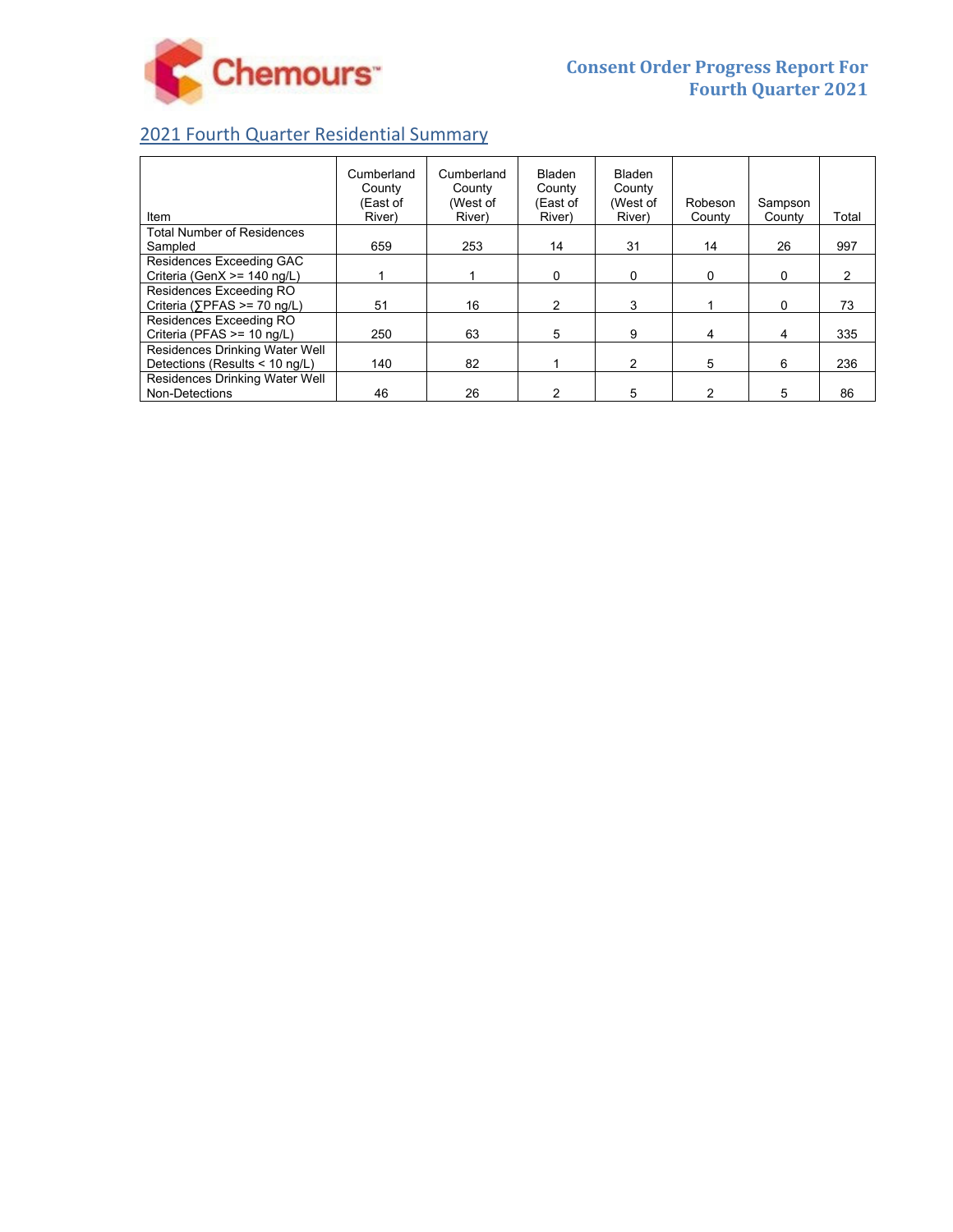## 2021 Fourth Quarter Residential Summary

| Item | Cumberland County (East of River) | Cumberland County (West of River) | Bladen County (East of River) | Bladen County (West of River) | Robeson County | Sampson County | Total |
|---|---|---|---|---|---|---|---|
| Total Number of Residences Sampled | 659 | 253 | 14 | 31 | 14 | 26 | 997 |
| Residences Exceeding GAC Criteria (GenX >= 140 ng/L) | 1 | 1 | 0 | 0 | 0 | 0 | 2 |
| Residences Exceeding RO Criteria (∑PFAS >= 70 ng/L) | 51 | 16 | 2 | 3 | 1 | 0 | 73 |
| Residences Exceeding RO Criteria (PFAS >= 10 ng/L) | 250 | 63 | 5 | 9 | 4 | 4 | 335 |
| Residences Drinking Water Well Detections (Results < 10 ng/L) | 140 | 82 | 1 | 2 | 5 | 6 | 236 |
| Residences Drinking Water Well Non-Detections | 46 | 26 | 2 | 5 | 2 | 5 | 86 |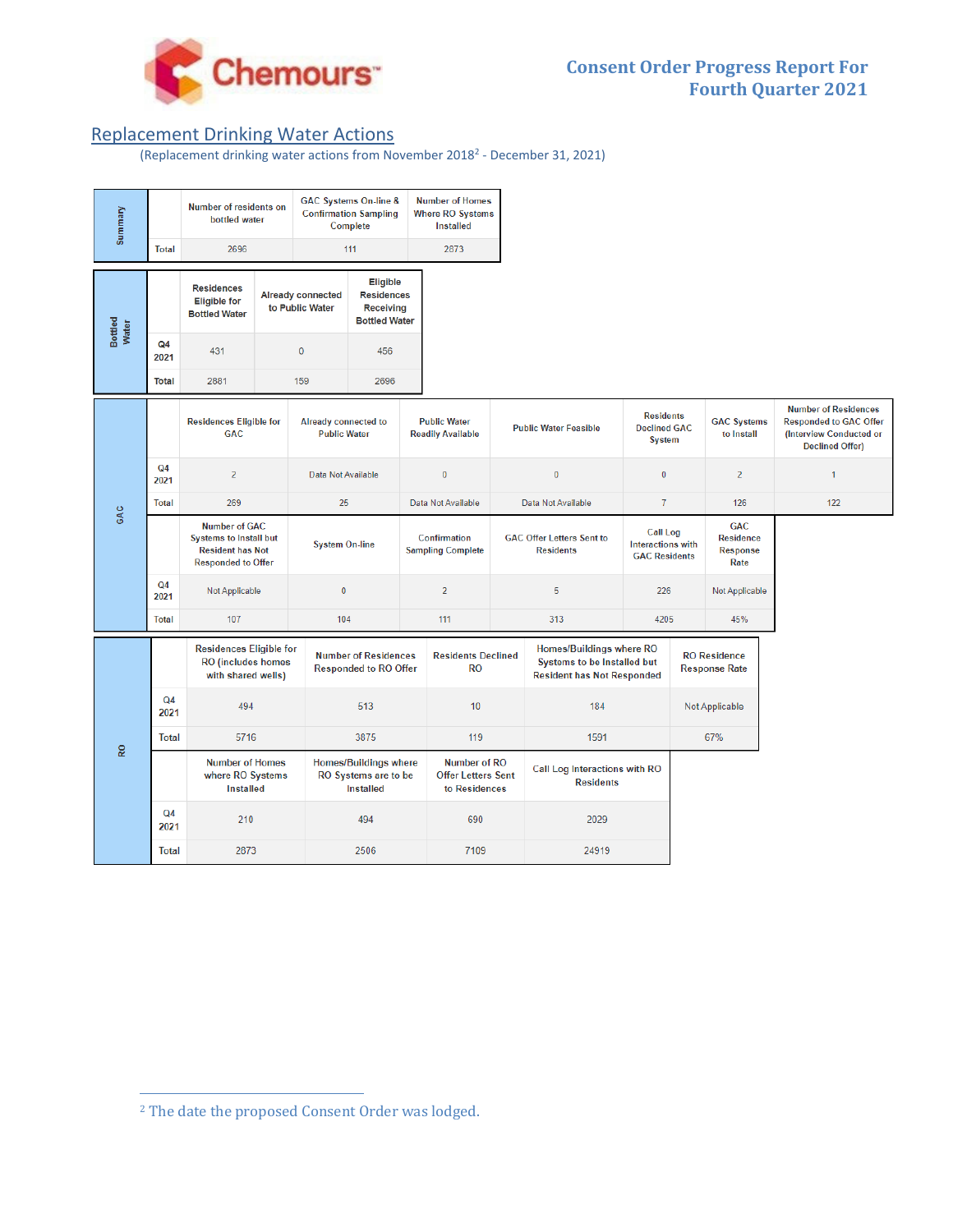## Replacement Drinking Water Actions

(Replacement drinking water actions from November 2018[2] - December 31, 2021)

| Summary | Number of residents on bottled water | GAC Systems On-line & Confirmation Sampling Complete | Number of Homes Where RO Systems Installed |
|---|---|---|---|
| Total | 2696 | 111 | 2873 |

| Bottled Water | Residences Eligible for Bottled Water | Already connected to Public Water | Eligible Residences Receiving Bottled Water |
|---|---|---|---|
| Q4 2021 | 431 | 0 | 456 |
| Total | 2881 | 159 | 2696 |

| GAC | Residences Eligible for GAC | Already connected to Public Water | Public Water Readily Available | Public Water Feasible | Residents Declined GAC System | GAC Systems to Install | Number of Residences Responded to GAC Offer (Interview Conducted or Declined Offer) |
|---|---|---|---|---|---|---|---|
| Q4 2021 | 2 | Data Not Available | 0 | 0 | 0 | 2 | 1 |
| Total | 269 | 25 | Data Not Available | Data Not Available | 7 | 126 | 122 |

| GAC | Number of GAC Systems to Install but Resident has Not Responded to Offer | System On-line | Confirmation Sampling Complete | GAC Offer Letters Sent to Residents | Call Log Interactions with GAC Residents | GAC Residence Response Rate |
|---|---|---|---|---|---|---|
| Q4 2021 | Not Applicable | 0 | 2 | 5 | 226 | Not Applicable |
| Total | 107 | 104 | 111 | 313 | 4205 | 45% |

| RO | Residences Eligible for RO (includes homes with shared wells) | Number of Residences Responded to RO Offer | Residents Declined RO | Homes/Buildings where RO Systems to be Installed but Resident has Not Responded | RO Residence Response Rate |
|---|---|---|---|---|---|
| Q4 2021 | 494 | 513 | 10 | 184 | Not Applicable |
| Total | 5716 | 3875 | 119 | 1591 | 67% |

| RO | Number of Homes where RO Systems Installed | Homes/Buildings where RO Systems are to be Installed | Number of RO Offer Letters Sent to Residences | Call Log Interactions with RO Residents |
|---|---|---|---|---|
| Q4 2021 | 210 | 494 | 690 | 2029 |
| Total | 2873 | 2506 | 7109 | 24919 |

[2] The date the proposed Consent Order was lodged.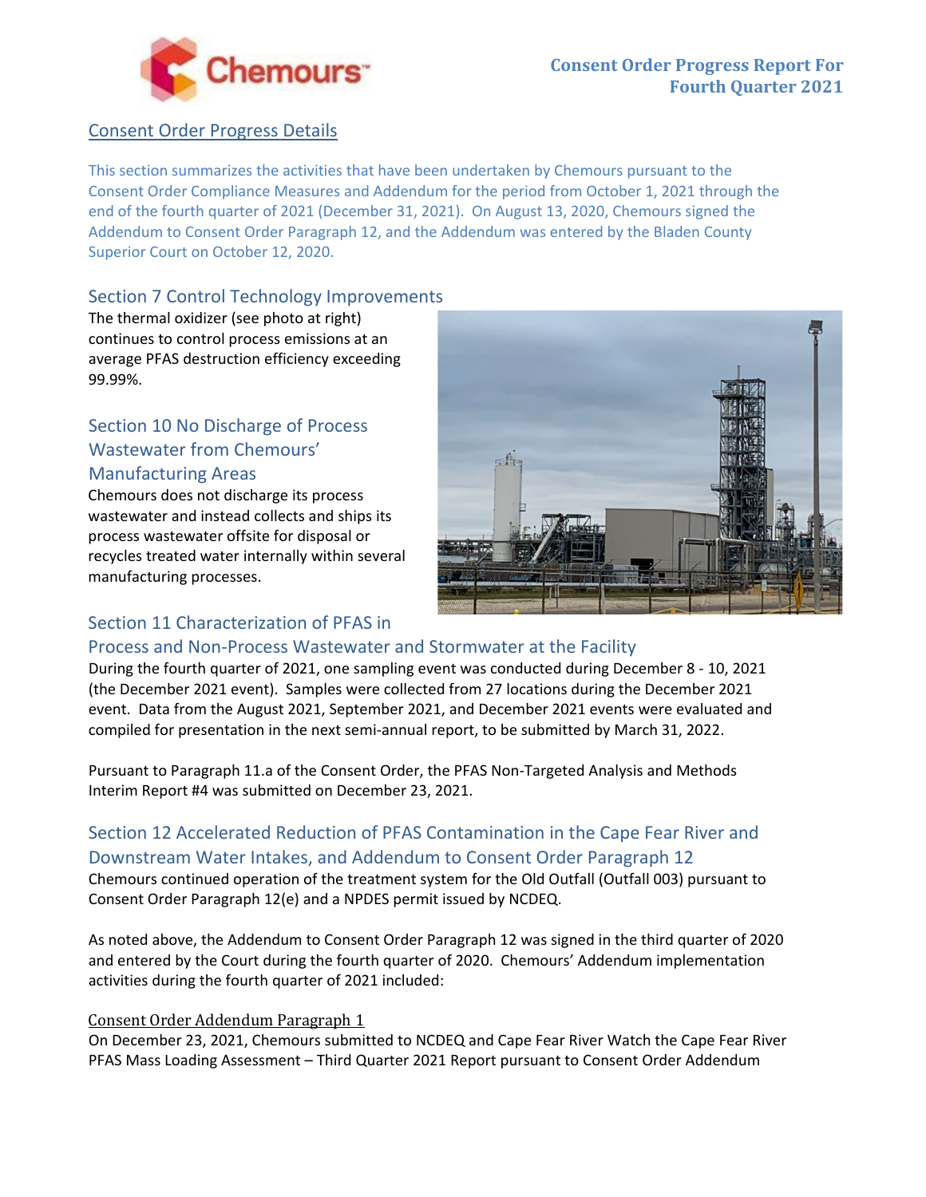## Consent Order Progress Details

This section summarizes the activities that have been undertaken by Chemours pursuant to the Consent Order Compliance Measures and Addendum for the period from October 1, 2021 through the end of the fourth quarter of 2021 (December 31, 2021). On August 13, 2020, Chemours signed the Addendum to Consent Order Paragraph 12, and the Addendum was entered by the Bladen County Superior Court on October 12, 2020.

### Section 7 Control Technology Improvements

The thermal oxidizer (see photo at right) continues to control process emissions at an average PFAS destruction efficiency exceeding 99.99%.

### Section 10 No Discharge of Process Wastewater from Chemours' Manufacturing Areas

Chemours does not discharge its process wastewater and instead collects and ships its process wastewater offsite for disposal or recycles treated water internally within several manufacturing processes.

### Section 11 Characterization of PFAS in Process and Non-Process Wastewater and Stormwater at the Facility

During the fourth quarter of 2021, one sampling event was conducted during December 8 - 10, 2021 (the December 2021 event). Samples were collected from 27 locations during the December 2021 event. Data from the August 2021, September 2021, and December 2021 events were evaluated and compiled for presentation in the next semi-annual report, to be submitted by March 31, 2022.

Pursuant to Paragraph 11.a of the Consent Order, the PFAS Non-Targeted Analysis and Methods Interim Report #4 was submitted on December 23, 2021.

### Section 12 Accelerated Reduction of PFAS Contamination in the Cape Fear River and Downstream Water Intakes, and Addendum to Consent Order Paragraph 12

Chemours continued operation of the treatment system for the Old Outfall (Outfall 003) pursuant to Consent Order Paragraph 12(e) and a NPDES permit issued by NCDEQ.

As noted above, the Addendum to Consent Order Paragraph 12 was signed in the third quarter of 2020 and entered by the Court during the fourth quarter of 2020. Chemours' Addendum implementation activities during the fourth quarter of 2021 included:

#### Consent Order Addendum Paragraph 1

On December 23, 2021, Chemours submitted to NCDEQ and Cape Fear River Watch the Cape Fear River PFAS Mass Loading Assessment – Third Quarter 2021 Report pursuant to Consent Order Addendum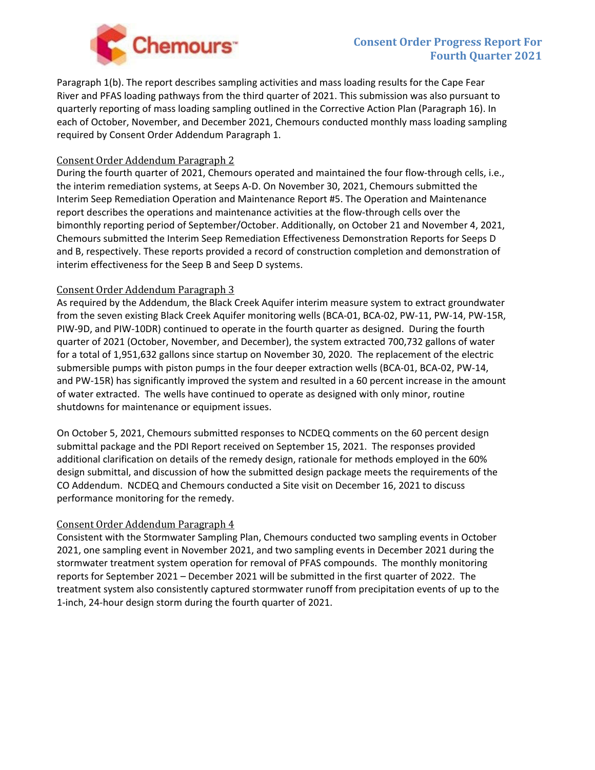Paragraph 1(b). The report describes sampling activities and mass loading results for the Cape Fear River and PFAS loading pathways from the third quarter of 2021. This submission was also pursuant to quarterly reporting of mass loading sampling outlined in the Corrective Action Plan (Paragraph 16). In each of October, November, and December 2021, Chemours conducted monthly mass loading sampling required by Consent Order Addendum Paragraph 1.

Consent Order Addendum Paragraph 2

During the fourth quarter of 2021, Chemours operated and maintained the four flow-through cells, i.e., the interim remediation systems, at Seeps A-D. On November 30, 2021, Chemours submitted the Interim Seep Remediation Operation and Maintenance Report #5. The Operation and Maintenance report describes the operations and maintenance activities at the flow-through cells over the bimonthly reporting period of September/October. Additionally, on October 21 and November 4, 2021, Chemours submitted the Interim Seep Remediation Effectiveness Demonstration Reports for Seeps D and B, respectively. These reports provided a record of construction completion and demonstration of interim effectiveness for the Seep B and Seep D systems.

Consent Order Addendum Paragraph 3

As required by the Addendum, the Black Creek Aquifer interim measure system to extract groundwater from the seven existing Black Creek Aquifer monitoring wells (BCA-01, BCA-02, PW-11, PW-14, PW-15R, PIW-9D, and PIW-10DR) continued to operate in the fourth quarter as designed. During the fourth quarter of 2021 (October, November, and December), the system extracted 700,732 gallons of water for a total of 1,951,632 gallons since startup on November 30, 2020. The replacement of the electric submersible pumps with piston pumps in the four deeper extraction wells (BCA-01, BCA-02, PW-14, and PW-15R) has significantly improved the system and resulted in a 60 percent increase in the amount of water extracted. The wells have continued to operate as designed with only minor, routine shutdowns for maintenance or equipment issues.

On October 5, 2021, Chemours submitted responses to NCDEQ comments on the 60 percent design submittal package and the PDI Report received on September 15, 2021. The responses provided additional clarification on details of the remedy design, rationale for methods employed in the 60% design submittal, and discussion of how the submitted design package meets the requirements of the CO Addendum. NCDEQ and Chemours conducted a Site visit on December 16, 2021 to discuss performance monitoring for the remedy.

Consent Order Addendum Paragraph 4

Consistent with the Stormwater Sampling Plan, Chemours conducted two sampling events in October 2021, one sampling event in November 2021, and two sampling events in December 2021 during the stormwater treatment system operation for removal of PFAS compounds. The monthly monitoring reports for September 2021 – December 2021 will be submitted in the first quarter of 2022. The treatment system also consistently captured stormwater runoff from precipitation events of up to the 1-inch, 24-hour design storm during the fourth quarter of 2021.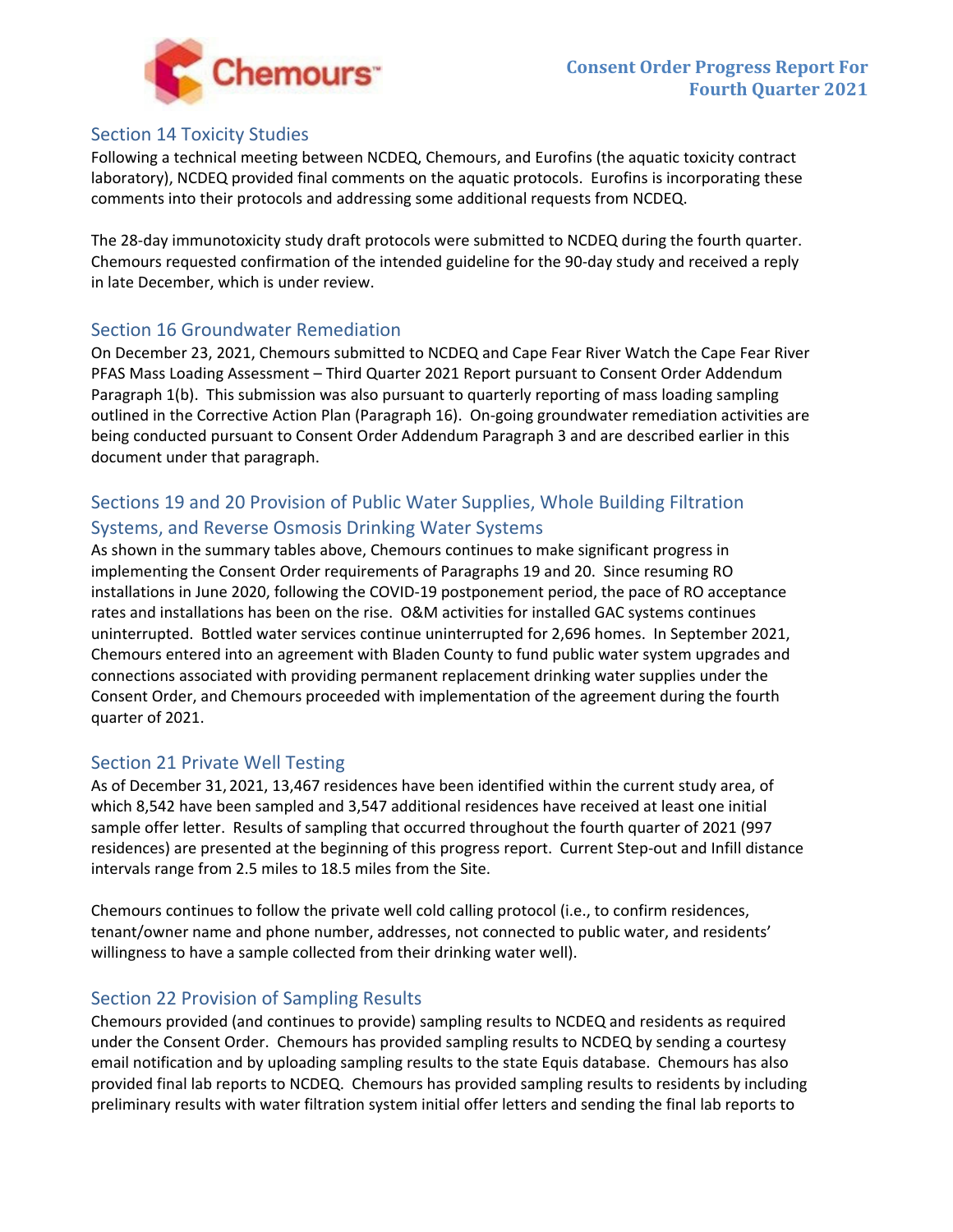## Section 14 Toxicity Studies

Following a technical meeting between NCDEQ, Chemours, and Eurofins (the aquatic toxicity contract laboratory), NCDEQ provided final comments on the aquatic protocols. Eurofins is incorporating these comments into their protocols and addressing some additional requests from NCDEQ.

The 28-day immunotoxicity study draft protocols were submitted to NCDEQ during the fourth quarter. Chemours requested confirmation of the intended guideline for the 90-day study and received a reply in late December, which is under review.

## Section 16 Groundwater Remediation

On December 23, 2021, Chemours submitted to NCDEQ and Cape Fear River Watch the Cape Fear River PFAS Mass Loading Assessment – Third Quarter 2021 Report pursuant to Consent Order Addendum Paragraph 1(b). This submission was also pursuant to quarterly reporting of mass loading sampling outlined in the Corrective Action Plan (Paragraph 16). On-going groundwater remediation activities are being conducted pursuant to Consent Order Addendum Paragraph 3 and are described earlier in this document under that paragraph.

## Sections 19 and 20 Provision of Public Water Supplies, Whole Building Filtration Systems, and Reverse Osmosis Drinking Water Systems

As shown in the summary tables above, Chemours continues to make significant progress in implementing the Consent Order requirements of Paragraphs 19 and 20. Since resuming RO installations in June 2020, following the COVID-19 postponement period, the pace of RO acceptance rates and installations has been on the rise. O&M activities for installed GAC systems continues uninterrupted. Bottled water services continue uninterrupted for 2,696 homes. In September 2021, Chemours entered into an agreement with Bladen County to fund public water system upgrades and connections associated with providing permanent replacement drinking water supplies under the Consent Order, and Chemours proceeded with implementation of the agreement during the fourth quarter of 2021.

## Section 21 Private Well Testing

As of December 31, 2021, 13,467 residences have been identified within the current study area, of which 8,542 have been sampled and 3,547 additional residences have received at least one initial sample offer letter. Results of sampling that occurred throughout the fourth quarter of 2021 (997 residences) are presented at the beginning of this progress report. Current Step-out and Infill distance intervals range from 2.5 miles to 18.5 miles from the Site.

Chemours continues to follow the private well cold calling protocol (i.e., to confirm residences, tenant/owner name and phone number, addresses, not connected to public water, and residents' willingness to have a sample collected from their drinking water well).

## Section 22 Provision of Sampling Results

Chemours provided (and continues to provide) sampling results to NCDEQ and residents as required under the Consent Order. Chemours has provided sampling results to NCDEQ by sending a courtesy email notification and by uploading sampling results to the state Equis database. Chemours has also provided final lab reports to NCDEQ. Chemours has provided sampling results to residents by including preliminary results with water filtration system initial offer letters and sending the final lab reports to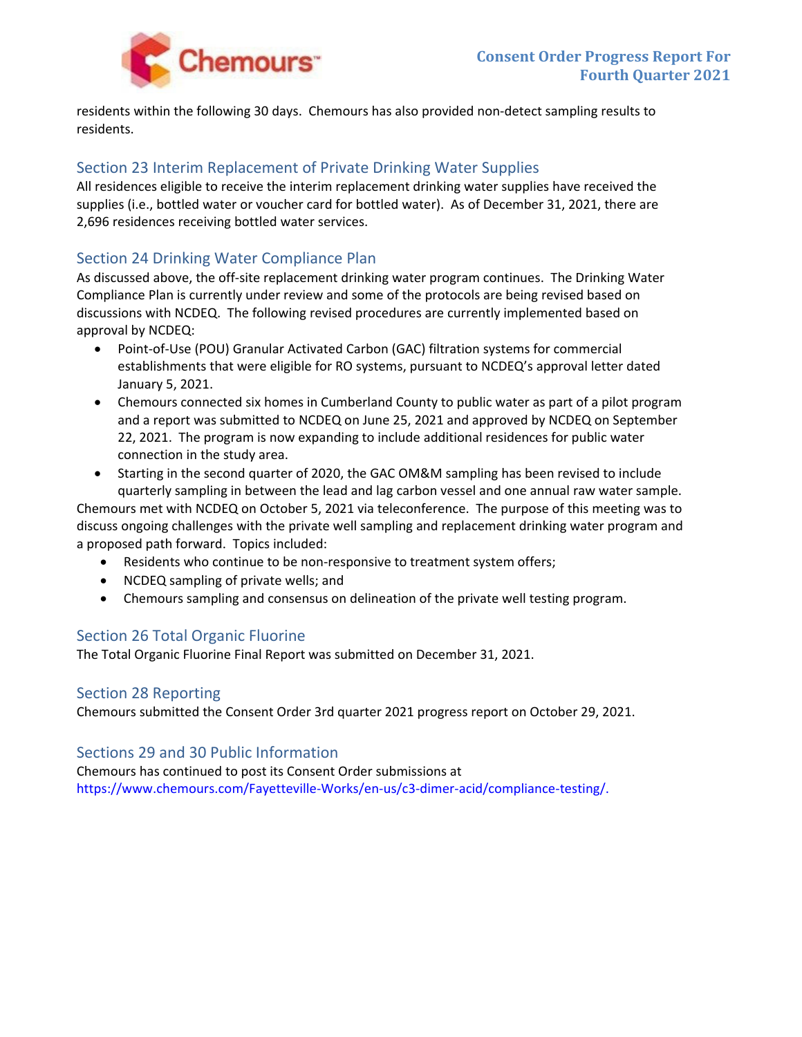residents within the following 30 days. Chemours has also provided non-detect sampling results to residents.

## Section 23 Interim Replacement of Private Drinking Water Supplies

All residences eligible to receive the interim replacement drinking water supplies have received the supplies (i.e., bottled water or voucher card for bottled water). As of December 31, 2021, there are 2,696 residences receiving bottled water services.

## Section 24 Drinking Water Compliance Plan

As discussed above, the off-site replacement drinking water program continues. The Drinking Water Compliance Plan is currently under review and some of the protocols are being revised based on discussions with NCDEQ. The following revised procedures are currently implemented based on approval by NCDEQ:

- Point-of-Use (POU) Granular Activated Carbon (GAC) filtration systems for commercial establishments that were eligible for RO systems, pursuant to NCDEQ's approval letter dated January 5, 2021.
- Chemours connected six homes in Cumberland County to public water as part of a pilot program and a report was submitted to NCDEQ on June 25, 2021 and approved by NCDEQ on September 22, 2021. The program is now expanding to include additional residences for public water connection in the study area.
- Starting in the second quarter of 2020, the GAC OM&M sampling has been revised to include quarterly sampling in between the lead and lag carbon vessel and one annual raw water sample.

Chemours met with NCDEQ on October 5, 2021 via teleconference. The purpose of this meeting was to discuss ongoing challenges with the private well sampling and replacement drinking water program and a proposed path forward. Topics included:

- Residents who continue to be non-responsive to treatment system offers;
- NCDEQ sampling of private wells; and
- Chemours sampling and consensus on delineation of the private well testing program.

## Section 26 Total Organic Fluorine

The Total Organic Fluorine Final Report was submitted on December 31, 2021.

## Section 28 Reporting

Chemours submitted the Consent Order 3rd quarter 2021 progress report on October 29, 2021.

## Sections 29 and 30 Public Information

Chemours has continued to post its Consent Order submissions at https://www.chemours.com/Fayetteville-Works/en-us/c3-dimer-acid/compliance-testing/.